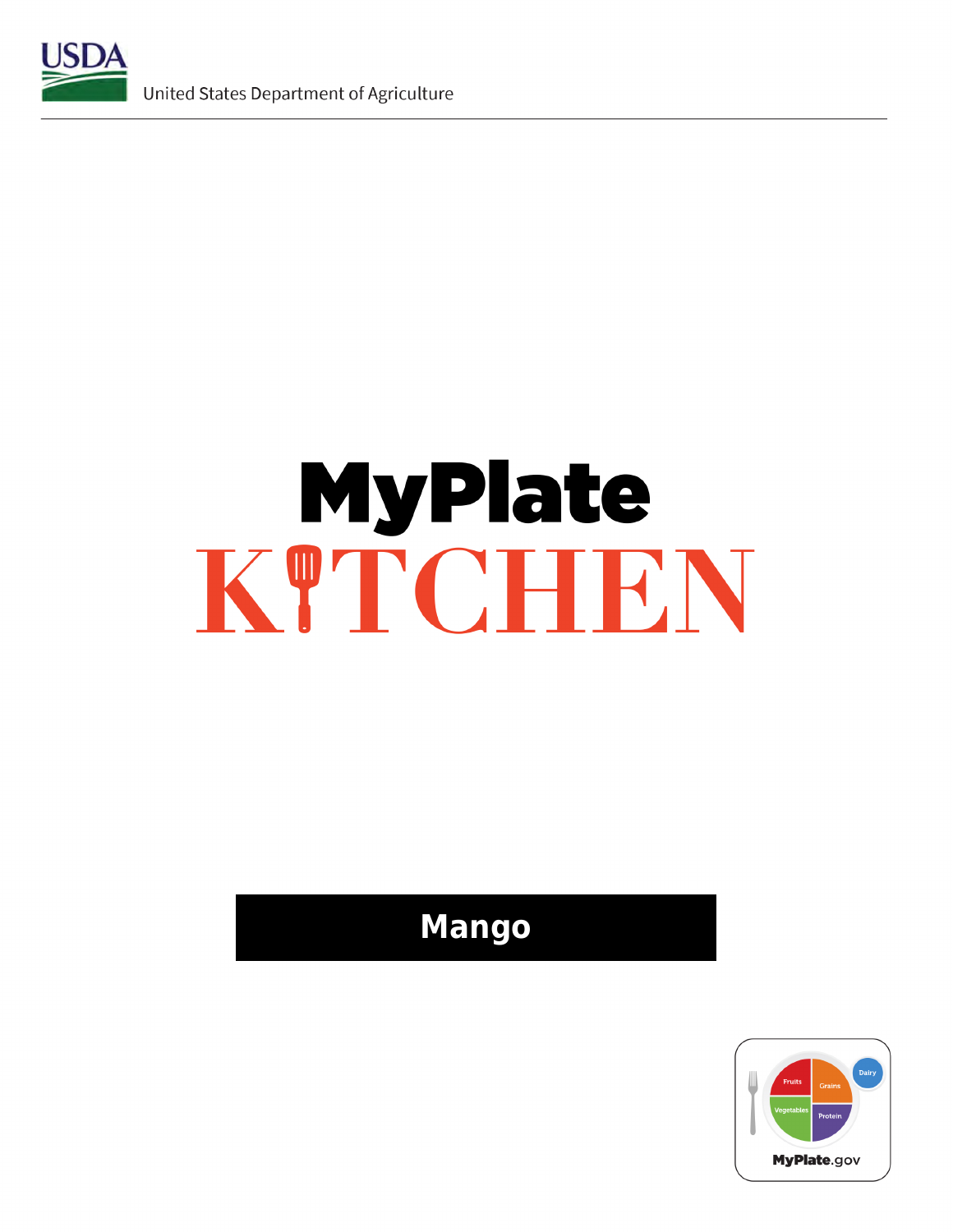United States Department of Agriculture

# MyPlate KITCHEN

## Mango

MyPlate.gov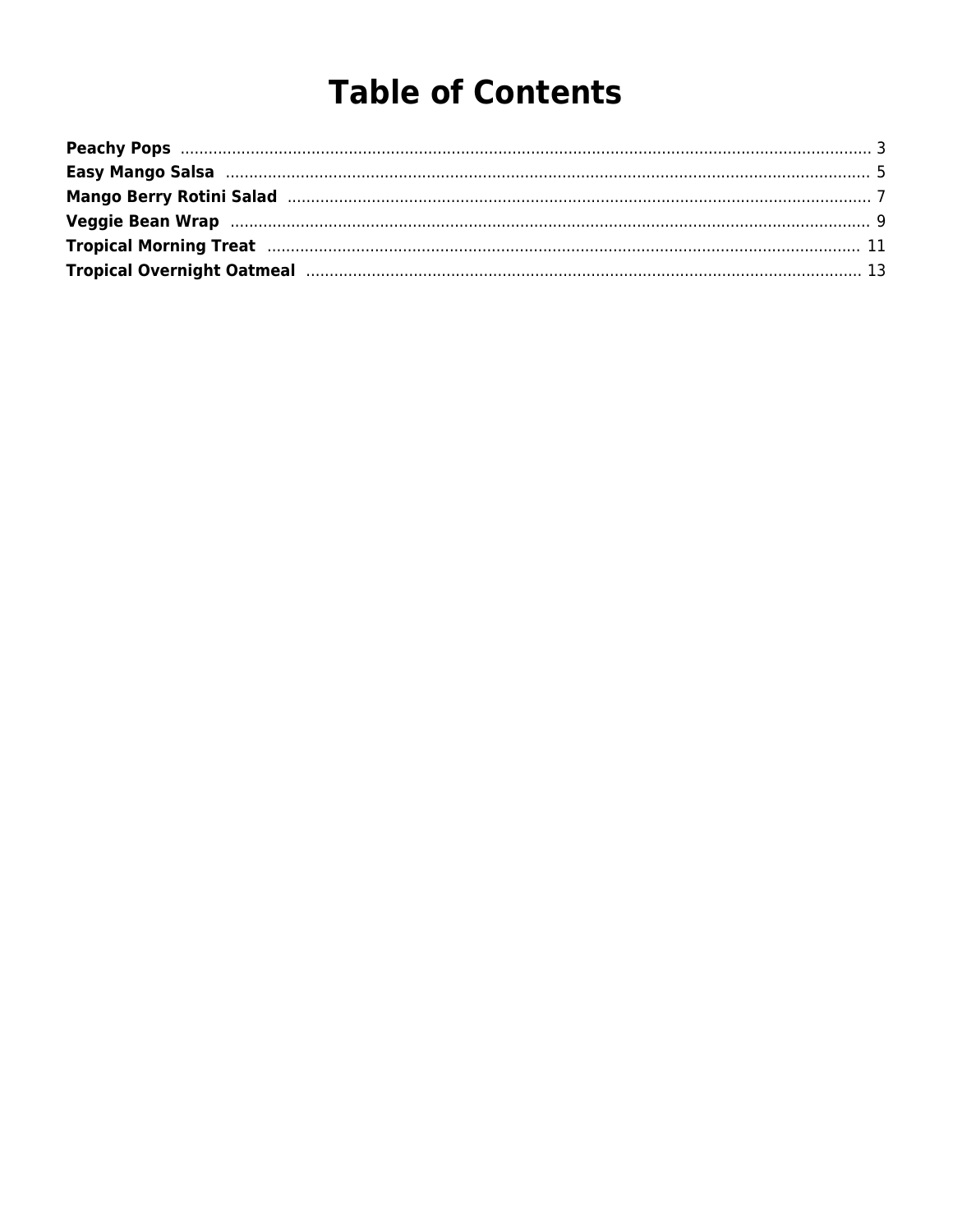# Table of Contents

**Peachy Pops** ........ 3
**Easy Mango Salsa** ........ 5
**Mango Berry Rotini Salad** ........ 7
**Veggie Bean Wrap** ........ 9
**Tropical Morning Treat** ........ 11
**Tropical Overnight Oatmeal** ........ 13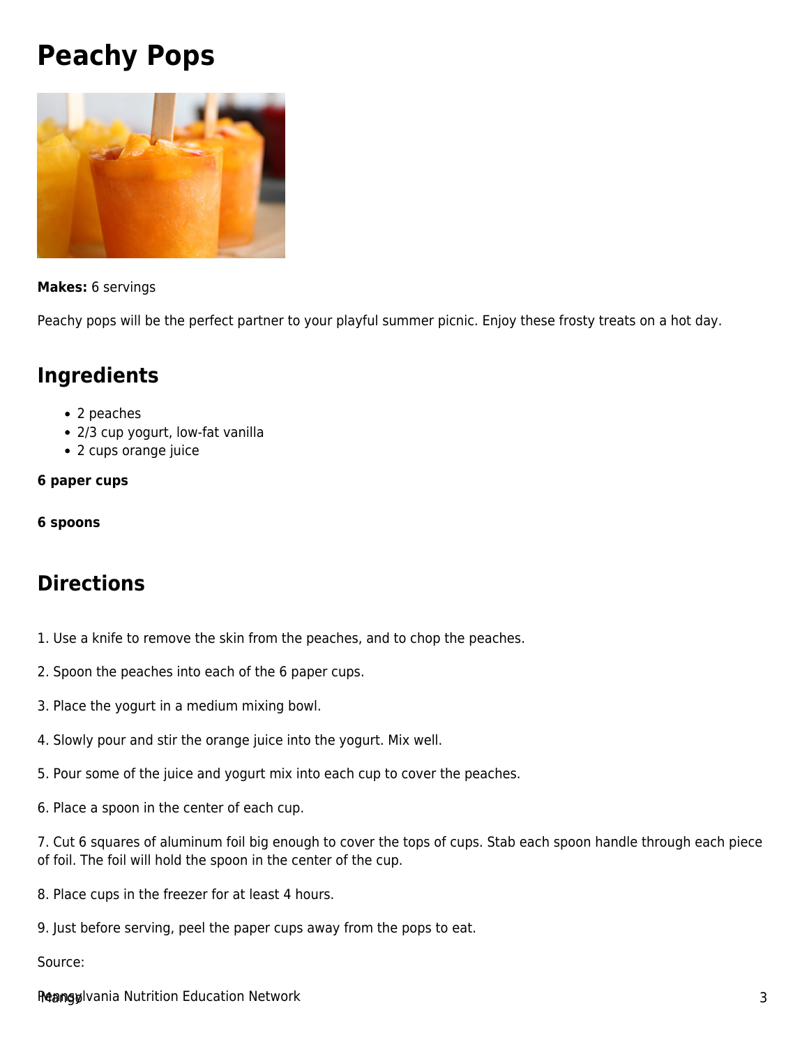# Peachy Pops

**Makes:** 6 servings

Peachy pops will be the perfect partner to your playful summer picnic. Enjoy these frosty treats on a hot day.

## Ingredients

- 2 peaches
- 2/3 cup yogurt, low-fat vanilla
- 2 cups orange juice

**6 paper cups**

**6 spoons**

## Directions

1. Use a knife to remove the skin from the peaches, and to chop the peaches.

2. Spoon the peaches into each of the 6 paper cups.

3. Place the yogurt in a medium mixing bowl.

4. Slowly pour and stir the orange juice into the yogurt. Mix well.

5. Pour some of the juice and yogurt mix into each cup to cover the peaches.

6. Place a spoon in the center of each cup.

7. Cut 6 squares of aluminum foil big enough to cover the tops of cups. Stab each spoon handle through each piece of foil. The foil will hold the spoon in the center of the cup.

8. Place cups in the freezer for at least 4 hours.

9. Just before serving, peel the paper cups away from the pops to eat.

Source:

Pennsylvania Nutrition Education Network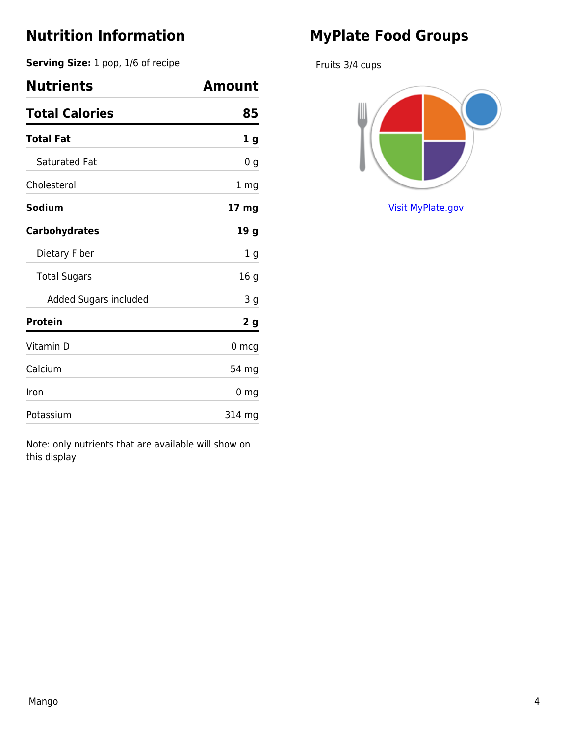## Nutrition Information

**Serving Size:** 1 pop, 1/6 of recipe

| Nutrients | Amount |
| --- | --- |
| **Total Calories** | **85** |
| **Total Fat** | **1 g** |
| Saturated Fat | 0 g |
| Cholesterol | 1 mg |
| **Sodium** | **17 mg** |
| **Carbohydrates** | **19 g** |
| Dietary Fiber | 1 g |
| Total Sugars | 16 g |
| Added Sugars included | 3 g |
| **Protein** | **2 g** |
| Vitamin D | 0 mcg |
| Calcium | 54 mg |
| Iron | 0 mg |
| Potassium | 314 mg |

Note: only nutrients that are available will show on this display

## MyPlate Food Groups

Fruits 3/4 cups

[Visit MyPlate.gov](https://www.myplate.gov)

Mango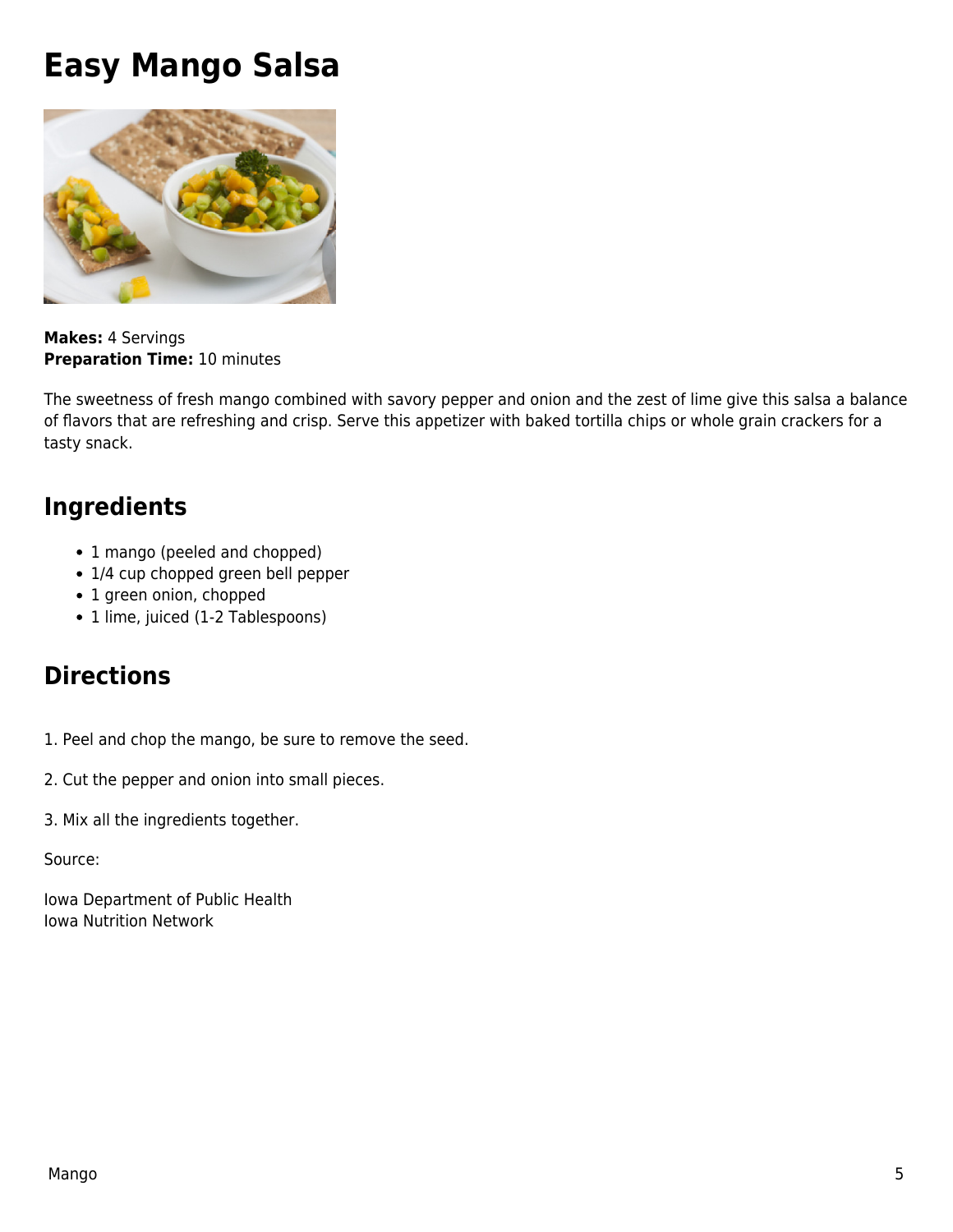# Easy Mango Salsa

**Makes:** 4 Servings
**Preparation Time:** 10 minutes

The sweetness of fresh mango combined with savory pepper and onion and the zest of lime give this salsa a balance of flavors that are refreshing and crisp. Serve this appetizer with baked tortilla chips or whole grain crackers for a tasty snack.

## Ingredients

- 1 mango (peeled and chopped)
- 1/4 cup chopped green bell pepper
- 1 green onion, chopped
- 1 lime, juiced (1-2 Tablespoons)

## Directions

1. Peel and chop the mango, be sure to remove the seed.

2. Cut the pepper and onion into small pieces.

3. Mix all the ingredients together.

Source:

Iowa Department of Public Health
Iowa Nutrition Network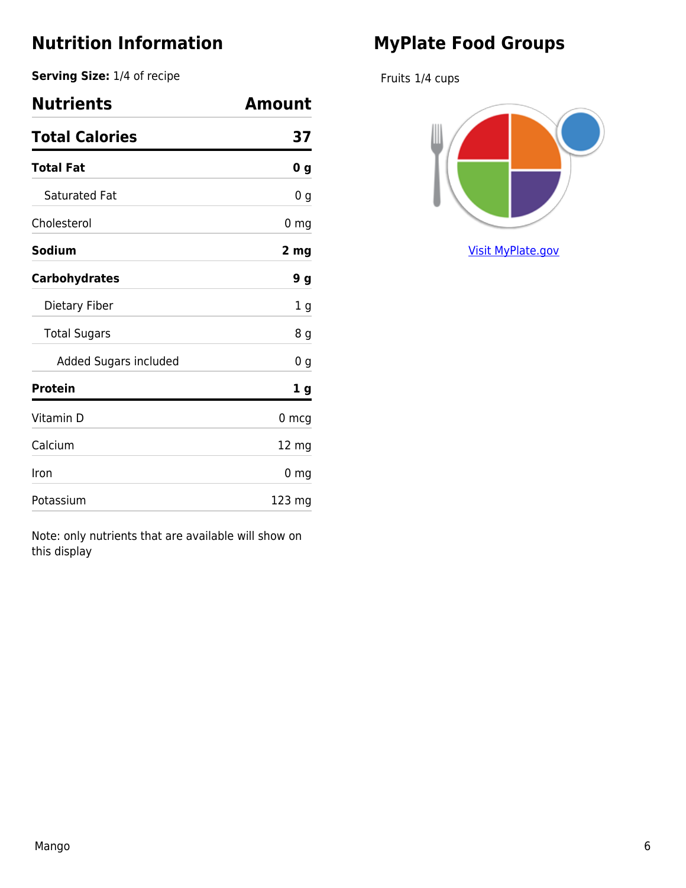## Nutrition Information

**Serving Size:** 1/4 of recipe

| Nutrients | Amount |
| --- | --- |
| **Total Calories** | **37** |
| **Total Fat** | **0 g** |
| Saturated Fat | 0 g |
| Cholesterol | 0 mg |
| **Sodium** | **2 mg** |
| **Carbohydrates** | **9 g** |
| Dietary Fiber | 1 g |
| Total Sugars | 8 g |
| Added Sugars included | 0 g |
| **Protein** | **1 g** |
| Vitamin D | 0 mcg |
| Calcium | 12 mg |
| Iron | 0 mg |
| Potassium | 123 mg |

Note: only nutrients that are available will show on this display

## MyPlate Food Groups

Fruits 1/4 cups

[Visit MyPlate.gov](https://www.myplate.gov)

Mango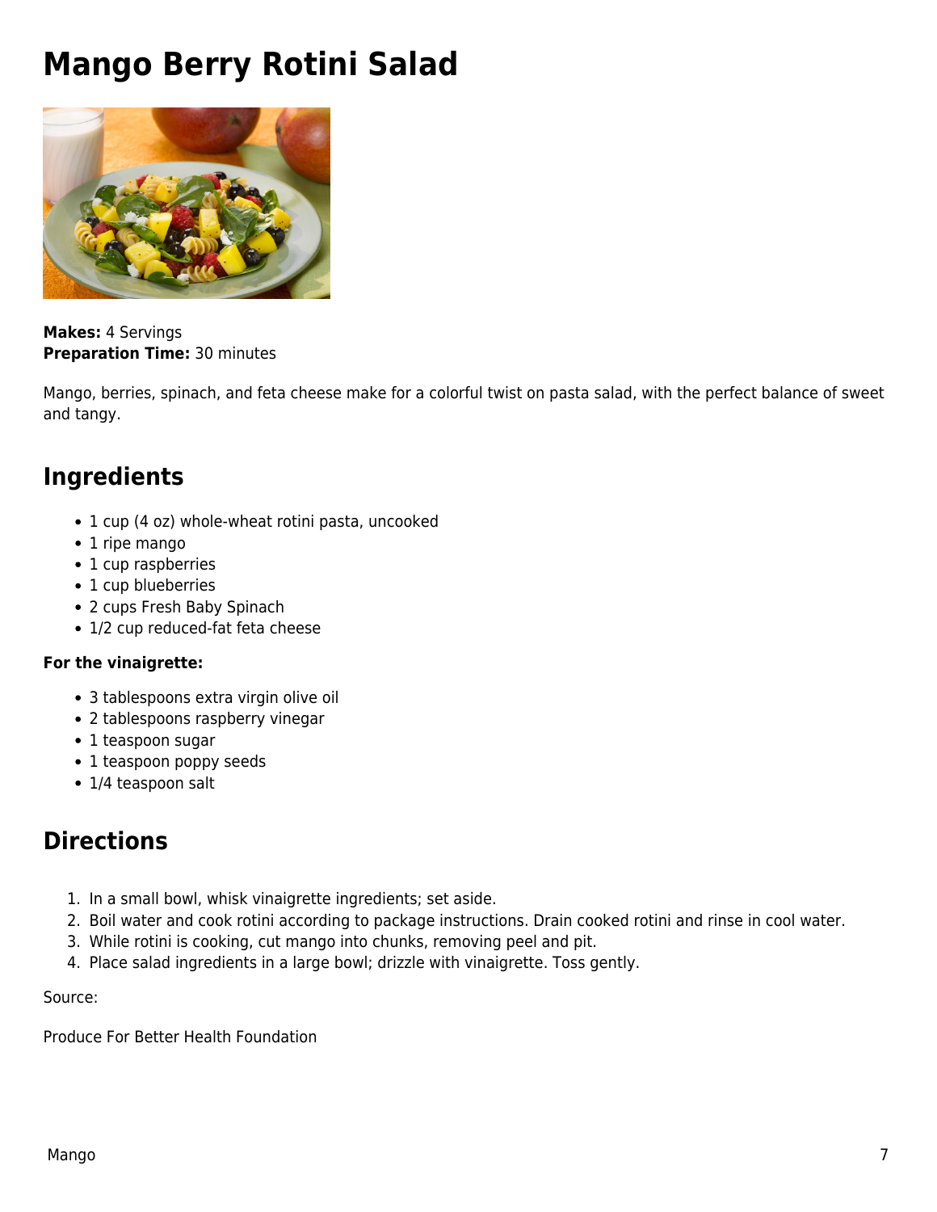# Mango Berry Rotini Salad

**Makes:** 4 Servings
**Preparation Time:** 30 minutes

Mango, berries, spinach, and feta cheese make for a colorful twist on pasta salad, with the perfect balance of sweet and tangy.

## Ingredients

- 1 cup (4 oz) whole-wheat rotini pasta, uncooked
- 1 ripe mango
- 1 cup raspberries
- 1 cup blueberries
- 2 cups Fresh Baby Spinach
- 1/2 cup reduced-fat feta cheese

**For the vinaigrette:**

- 3 tablespoons extra virgin olive oil
- 2 tablespoons raspberry vinegar
- 1 teaspoon sugar
- 1 teaspoon poppy seeds
- 1/4 teaspoon salt

## Directions

1. In a small bowl, whisk vinaigrette ingredients; set aside.
2. Boil water and cook rotini according to package instructions. Drain cooked rotini and rinse in cool water.
3. While rotini is cooking, cut mango into chunks, removing peel and pit.
4. Place salad ingredients in a large bowl; drizzle with vinaigrette. Toss gently.

Source:

Produce For Better Health Foundation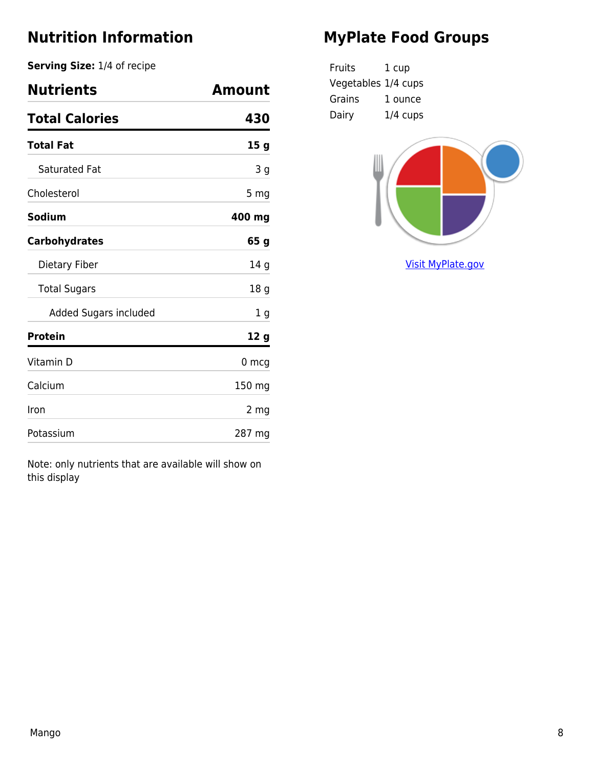## Nutrition Information

**Serving Size:** 1/4 of recipe

| Nutrients | Amount |
| --- | --- |
| **Total Calories** | **430** |
| **Total Fat** | **15 g** |
| Saturated Fat | 3 g |
| Cholesterol | 5 mg |
| **Sodium** | **400 mg** |
| **Carbohydrates** | **65 g** |
| Dietary Fiber | 14 g |
| Total Sugars | 18 g |
| Added Sugars included | 1 g |
| **Protein** | **12 g** |
| Vitamin D | 0 mcg |
| Calcium | 150 mg |
| Iron | 2 mg |
| Potassium | 287 mg |

Note: only nutrients that are available will show on this display

## MyPlate Food Groups

| | |
| --- | --- |
| Fruits | 1 cup |
| Vegetables | 1/4 cups |
| Grains | 1 ounce |
| Dairy | 1/4 cups |

[Visit MyPlate.gov](https://www.myplate.gov)

Mango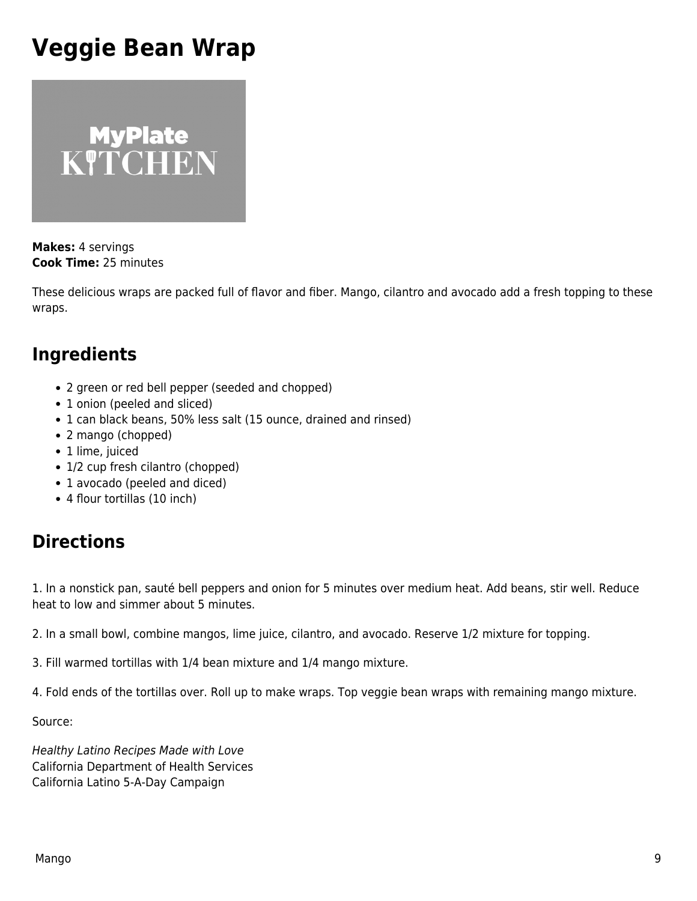# Veggie Bean Wrap

**Makes:** 4 servings
**Cook Time:** 25 minutes

These delicious wraps are packed full of flavor and fiber. Mango, cilantro and avocado add a fresh topping to these wraps.

## Ingredients

- 2 green or red bell pepper (seeded and chopped)
- 1 onion (peeled and sliced)
- 1 can black beans, 50% less salt (15 ounce, drained and rinsed)
- 2 mango (chopped)
- 1 lime, juiced
- 1/2 cup fresh cilantro (chopped)
- 1 avocado (peeled and diced)
- 4 flour tortillas (10 inch)

## Directions

1. In a nonstick pan, sauté bell peppers and onion for 5 minutes over medium heat. Add beans, stir well. Reduce heat to low and simmer about 5 minutes.

2. In a small bowl, combine mangos, lime juice, cilantro, and avocado. Reserve 1/2 mixture for topping.

3. Fill warmed tortillas with 1/4 bean mixture and 1/4 mango mixture.

4. Fold ends of the tortillas over. Roll up to make wraps. Top veggie bean wraps with remaining mango mixture.

Source:

*Healthy Latino Recipes Made with Love*
California Department of Health Services
California Latino 5-A-Day Campaign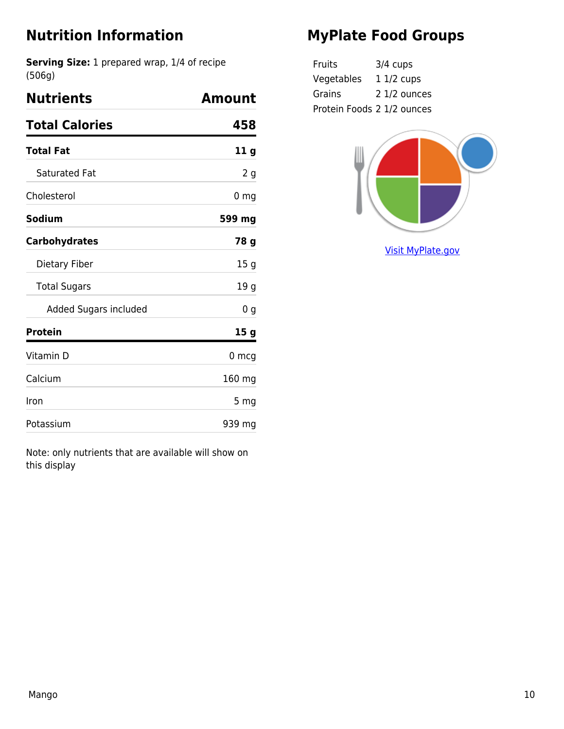## Nutrition Information

**Serving Size:** 1 prepared wrap, 1/4 of recipe (506g)

| Nutrients | Amount |
|---|---|
| **Total Calories** | **458** |
| **Total Fat** | **11 g** |
| Saturated Fat | 2 g |
| Cholesterol | 0 mg |
| **Sodium** | **599 mg** |
| **Carbohydrates** | **78 g** |
| Dietary Fiber | 15 g |
| Total Sugars | 19 g |
| Added Sugars included | 0 g |
| **Protein** | **15 g** |
| Vitamin D | 0 mcg |
| Calcium | 160 mg |
| Iron | 5 mg |
| Potassium | 939 mg |

Note: only nutrients that are available will show on this display

## MyPlate Food Groups

| | |
|---|---|
| Fruits | 3/4 cups |
| Vegetables | 1 1/2 cups |
| Grains | 2 1/2 ounces |
| Protein Foods | 2 1/2 ounces |

[Visit MyPlate.gov](https://www.myplate.gov)

Mango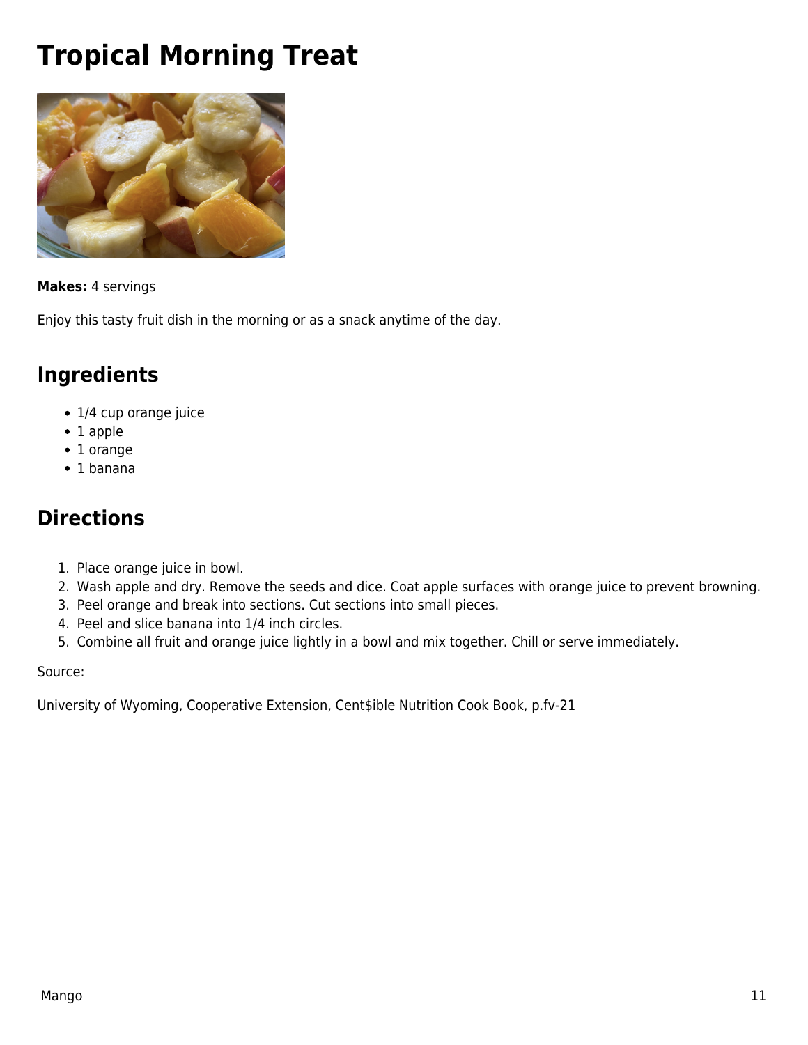# Tropical Morning Treat

**Makes:** 4 servings

Enjoy this tasty fruit dish in the morning or as a snack anytime of the day.

## Ingredients

- 1/4 cup orange juice
- 1 apple
- 1 orange
- 1 banana

## Directions

1. Place orange juice in bowl.
2. Wash apple and dry. Remove the seeds and dice. Coat apple surfaces with orange juice to prevent browning.
3. Peel orange and break into sections. Cut sections into small pieces.
4. Peel and slice banana into 1/4 inch circles.
5. Combine all fruit and orange juice lightly in a bowl and mix together. Chill or serve immediately.

Source:

University of Wyoming, Cooperative Extension, Cent$ible Nutrition Cook Book, p.fv-21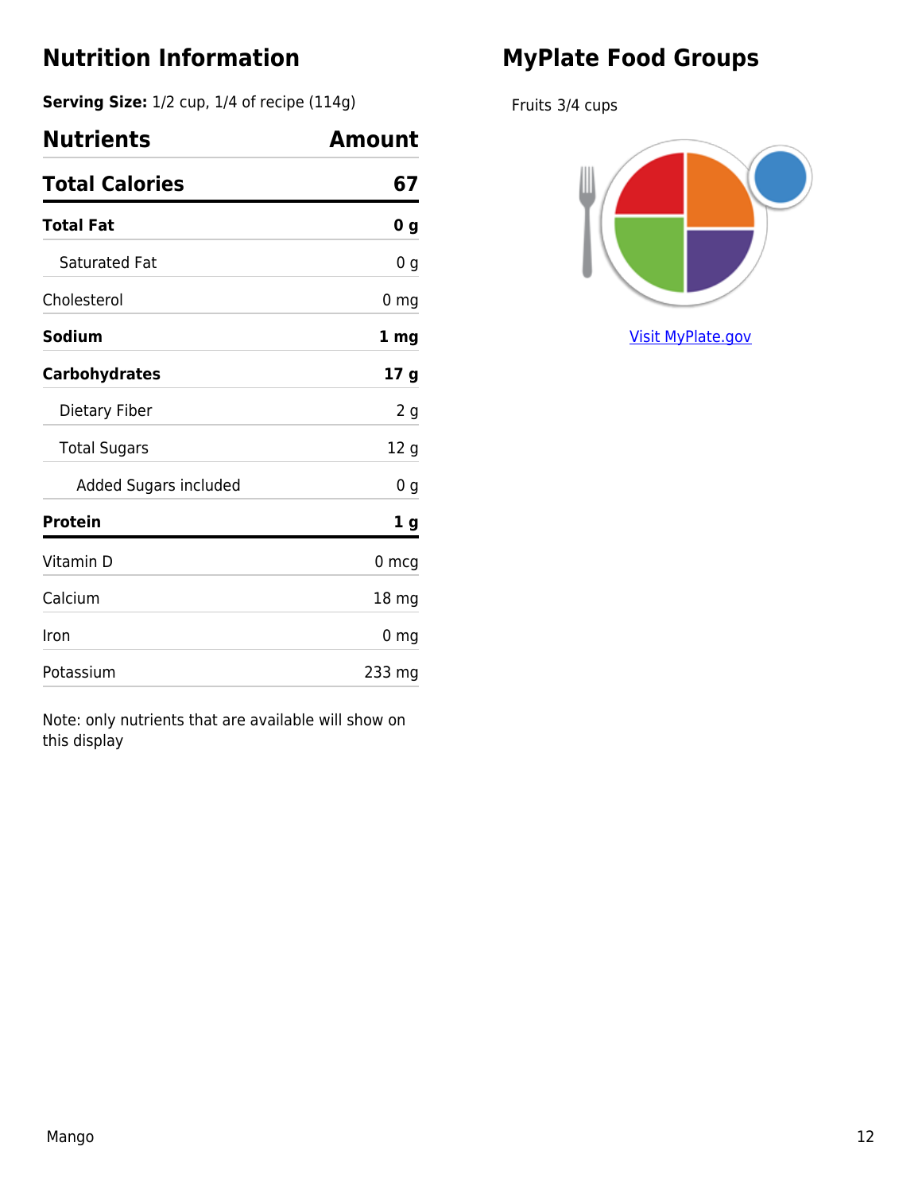## Nutrition Information

**Serving Size:** 1/2 cup, 1/4 of recipe (114g)

| Nutrients | Amount |
|---|---|
| **Total Calories** | **67** |
| **Total Fat** | **0 g** |
| Saturated Fat | 0 g |
| Cholesterol | 0 mg |
| **Sodium** | **1 mg** |
| **Carbohydrates** | **17 g** |
| Dietary Fiber | 2 g |
| Total Sugars | 12 g |
| Added Sugars included | 0 g |
| **Protein** | **1 g** |
| Vitamin D | 0 mcg |
| Calcium | 18 mg |
| Iron | 0 mg |
| Potassium | 233 mg |

Note: only nutrients that are available will show on this display

## MyPlate Food Groups

Fruits 3/4 cups

[Visit MyPlate.gov](https://www.myplate.gov)

Mango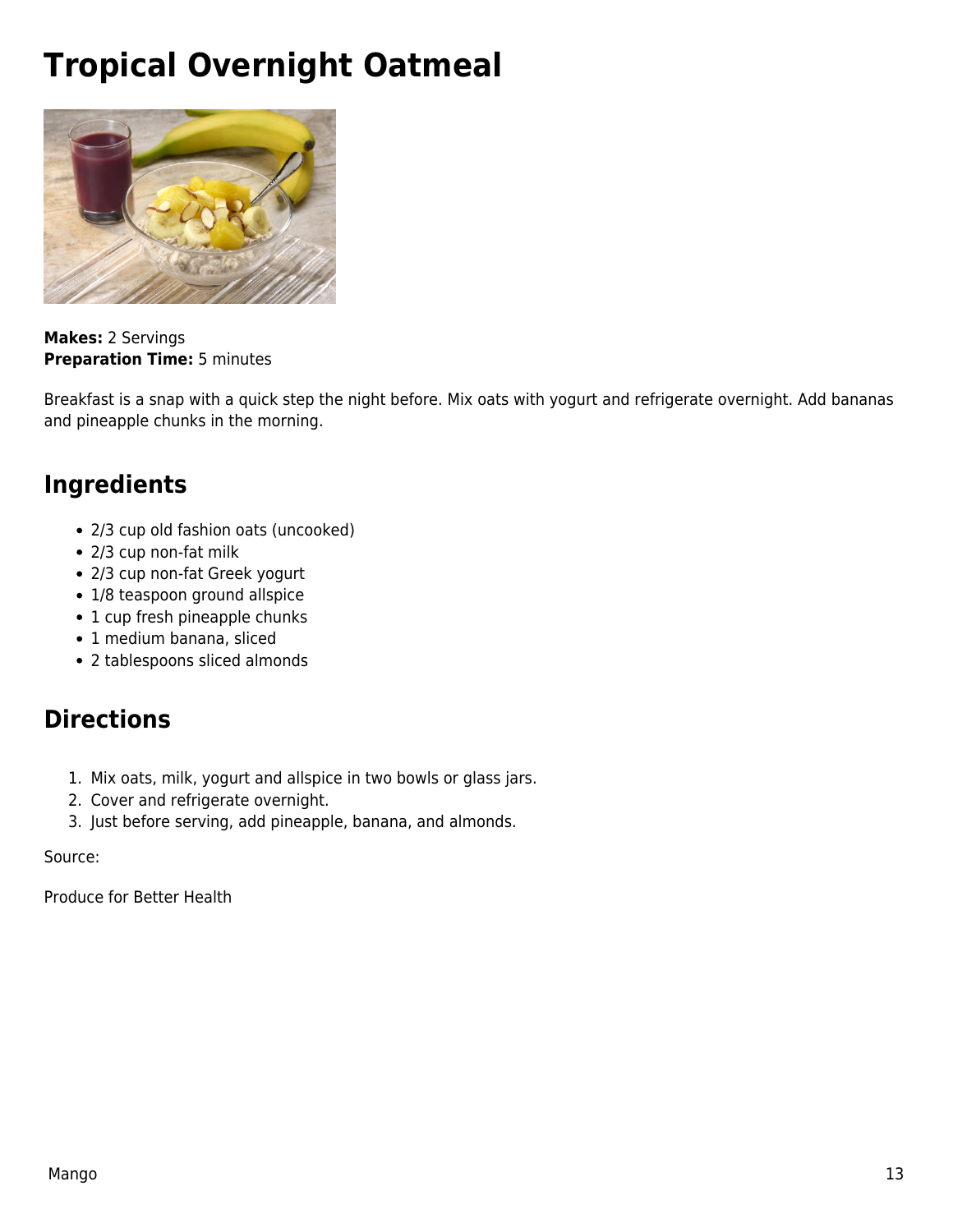# Tropical Overnight Oatmeal

**Makes:** 2 Servings
**Preparation Time:** 5 minutes

Breakfast is a snap with a quick step the night before. Mix oats with yogurt and refrigerate overnight. Add bananas and pineapple chunks in the morning.

## Ingredients

- 2/3 cup old fashion oats (uncooked)
- 2/3 cup non-fat milk
- 2/3 cup non-fat Greek yogurt
- 1/8 teaspoon ground allspice
- 1 cup fresh pineapple chunks
- 1 medium banana, sliced
- 2 tablespoons sliced almonds

## Directions

1. Mix oats, milk, yogurt and allspice in two bowls or glass jars.
2. Cover and refrigerate overnight.
3. Just before serving, add pineapple, banana, and almonds.

Source:

Produce for Better Health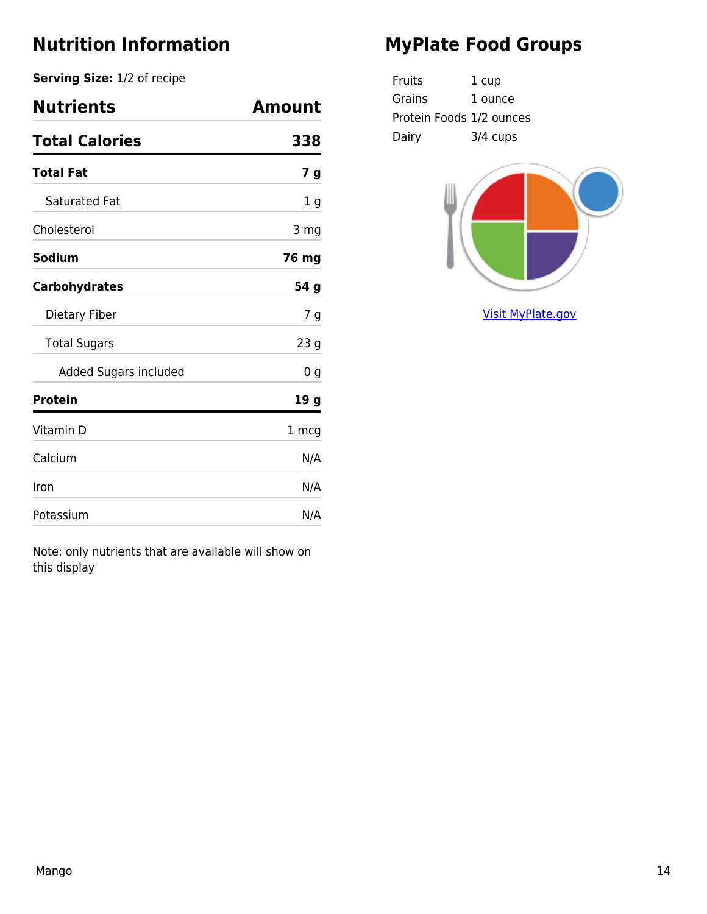## Nutrition Information

**Serving Size:** 1/2 of recipe

| Nutrients | Amount |
|---|---|
| **Total Calories** | **338** |
| **Total Fat** | **7 g** |
| Saturated Fat | 1 g |
| Cholesterol | 3 mg |
| **Sodium** | **76 mg** |
| **Carbohydrates** | **54 g** |
| Dietary Fiber | 7 g |
| Total Sugars | 23 g |
| Added Sugars included | 0 g |
| **Protein** | **19 g** |
| Vitamin D | 1 mcg |
| Calcium | N/A |
| Iron | N/A |
| Potassium | N/A |

Note: only nutrients that are available will show on this display

## MyPlate Food Groups

| | |
|---|---|
| Fruits | 1 cup |
| Grains | 1 ounce |
| Protein Foods | 1/2 ounces |
| Dairy | 3/4 cups |

Visit MyPlate.gov

Mango